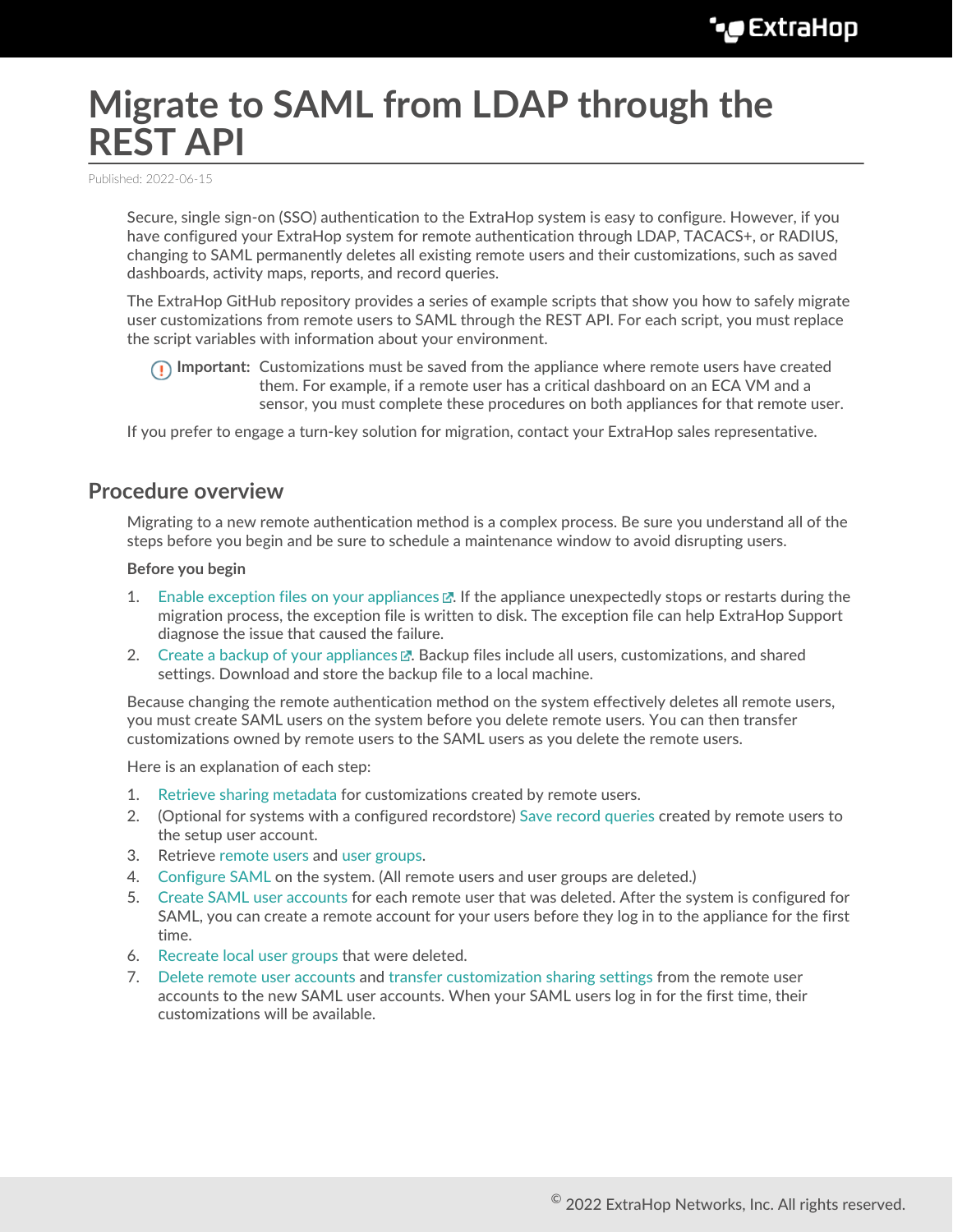# Migrate to SAML from LDAP through the REST API

Published: 2022-06-15

Secure, single sign-on (SSO) authentication to the ExtraHop system is easy to configure. However, if you have configured your ExtraHop system for remote authentication through LDAP, TACACS+, or RADIUS, changing to SAML permanently deletes all existing remote users and their customizations, such as saved dashboards, activity maps, reports, and record queries.

The ExtraHop GitHub repository provides a series of example scripts that show you how to safely migrate user customizations from remote users to SAML through the REST API. For each script, you must replace the script variables with information about your environment.

> **Important:** Customizations must be saved from the appliance where remote users have created them. For example, if a remote user has a critical dashboard on an ECA VM and a sensor, you must complete these procedures on both appliances for that remote user.

If you prefer to engage a turn-key solution for migration, contact your ExtraHop sales representative.

## Procedure overview

Migrating to a new remote authentication method is a complex process. Be sure you understand all of the steps before you begin and be sure to schedule a maintenance window to avoid disrupting users.

**Before you begin**

1. Enable exception files on your appliances. If the appliance unexpectedly stops or restarts during the migration process, the exception file is written to disk. The exception file can help ExtraHop Support diagnose the issue that caused the failure.
2. Create a backup of your appliances. Backup files include all users, customizations, and shared settings. Download and store the backup file to a local machine.

Because changing the remote authentication method on the system effectively deletes all remote users, you must create SAML users on the system before you delete remote users. You can then transfer customizations owned by remote users to the SAML users as you delete the remote users.

Here is an explanation of each step:

1. Retrieve sharing metadata for customizations created by remote users.
2. (Optional for systems with a configured recordstore) Save record queries created by remote users to the setup user account.
3. Retrieve remote users and user groups.
4. Configure SAML on the system. (All remote users and user groups are deleted.)
5. Create SAML user accounts for each remote user that was deleted. After the system is configured for SAML, you can create a remote account for your users before they log in to the appliance for the first time.
6. Recreate local user groups that were deleted.
7. Delete remote user accounts and transfer customization sharing settings from the remote user accounts to the new SAML user accounts. When your SAML users log in for the first time, their customizations will be available.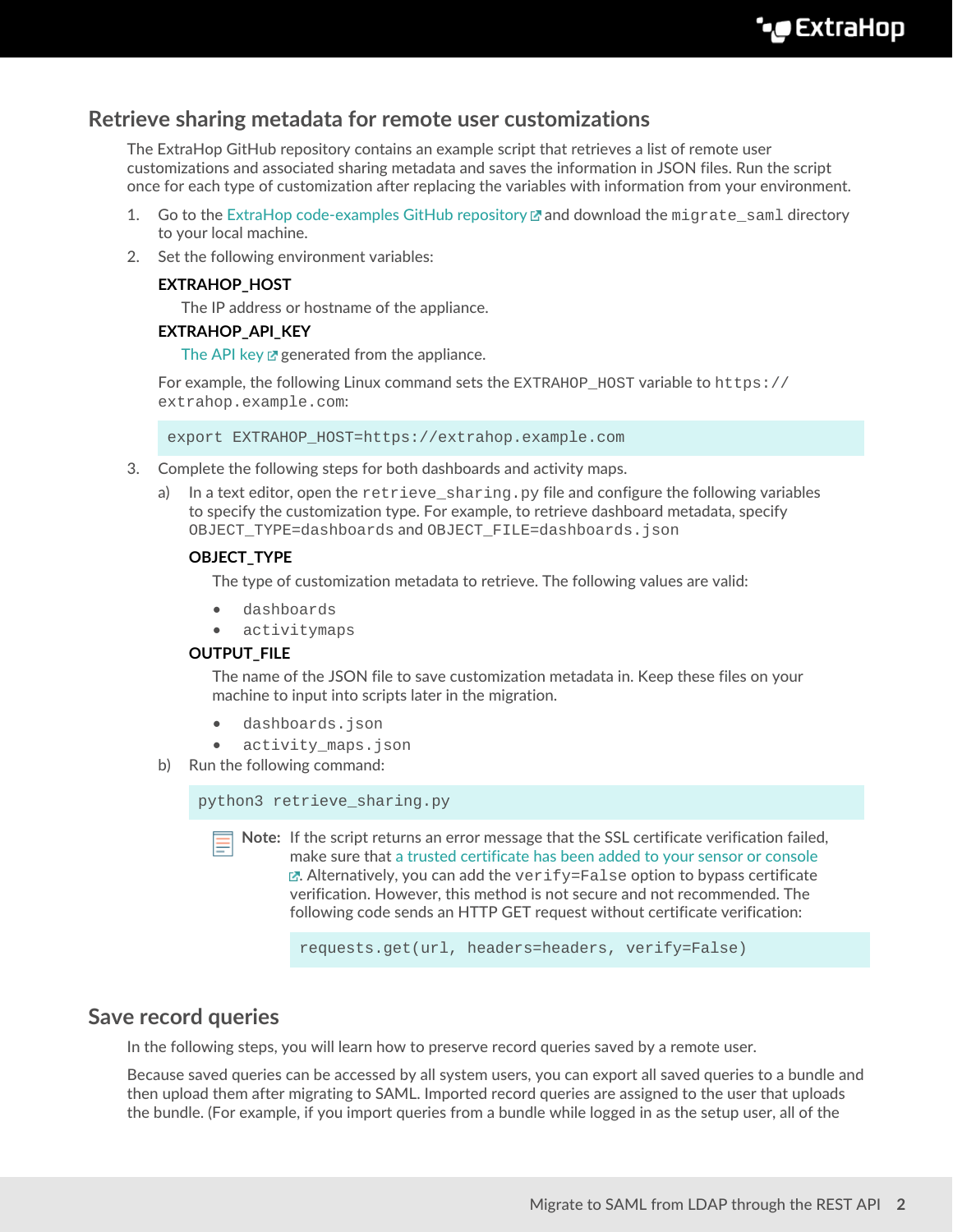## Retrieve sharing metadata for remote user customizations

The ExtraHop GitHub repository contains an example script that retrieves a list of remote user customizations and associated sharing metadata and saves the information in JSON files. Run the script once for each type of customization after replacing the variables with information from your environment.

1. Go to the ExtraHop code-examples GitHub repository and download the `migrate_saml` directory to your local machine.
2. Set the following environment variables:

   **EXTRAHOP_HOST**

   The IP address or hostname of the appliance.

   **EXTRAHOP_API_KEY**

   The API key generated from the appliance.

   For example, the following Linux command sets the `EXTRAHOP_HOST` variable to `https://extrahop.example.com`:

   ```
   export EXTRAHOP_HOST=https://extrahop.example.com
   ```

3. Complete the following steps for both dashboards and activity maps.

   a) In a text editor, open the `retrieve_sharing.py` file and configure the following variables to specify the customization type. For example, to retrieve dashboard metadata, specify `OBJECT_TYPE=dashboards` and `OBJECT_FILE=dashboards.json`

      **OBJECT_TYPE**

      The type of customization metadata to retrieve. The following values are valid:

      - `dashboards`
      - `activitymaps`

      **OUTPUT_FILE**

      The name of the JSON file to save customization metadata in. Keep these files on your machine to input into scripts later in the migration.

      - `dashboards.json`
      - `activity_maps.json`

   b) Run the following command:

      ```
      python3 retrieve_sharing.py
      ```

      **Note:** If the script returns an error message that the SSL certificate verification failed, make sure that a trusted certificate has been added to your sensor or console. Alternatively, you can add the `verify=False` option to bypass certificate verification. However, this method is not secure and not recommended. The following code sends an HTTP GET request without certificate verification:

      ```
      requests.get(url, headers=headers, verify=False)
      ```

## Save record queries

In the following steps, you will learn how to preserve record queries saved by a remote user.

Because saved queries can be accessed by all system users, you can export all saved queries to a bundle and then upload them after migrating to SAML. Imported record queries are assigned to the user that uploads the bundle. (For example, if you import queries from a bundle while logged in as the setup user, all of the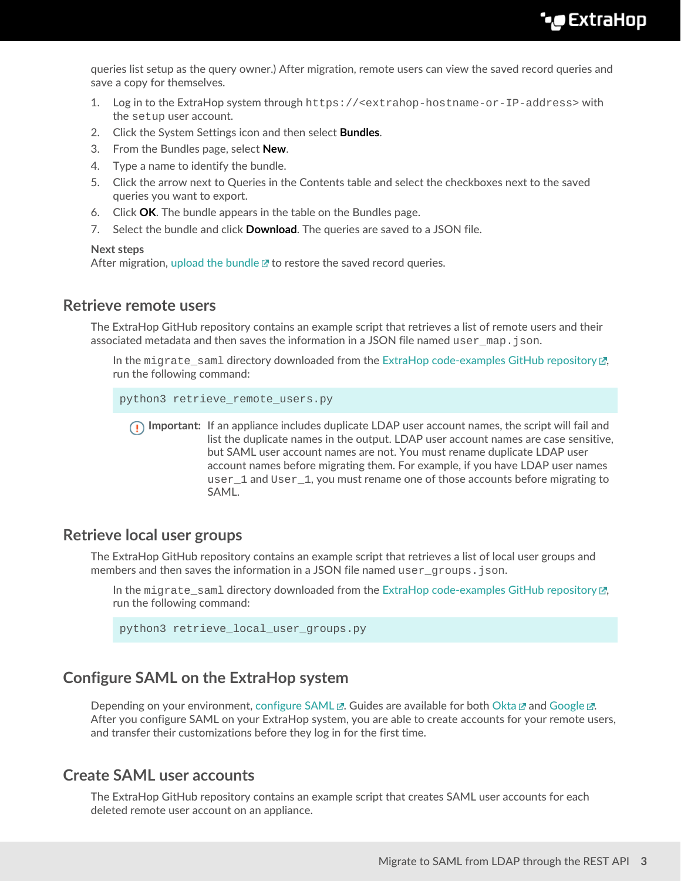queries list setup as the query owner.) After migration, remote users can view the saved record queries and save a copy for themselves.

1. Log in to the ExtraHop system through `https://<extrahop-hostname-or-IP-address>` with the `setup` user account.
2. Click the System Settings icon and then select **Bundles**.
3. From the Bundles page, select **New**.
4. Type a name to identify the bundle.
5. Click the arrow next to Queries in the Contents table and select the checkboxes next to the saved queries you want to export.
6. Click **OK**. The bundle appears in the table on the Bundles page.
7. Select the bundle and click **Download**. The queries are saved to a JSON file.

**Next steps**
After migration, upload the bundle to restore the saved record queries.

## Retrieve remote users

The ExtraHop GitHub repository contains an example script that retrieves a list of remote users and their associated metadata and then saves the information in a JSON file named `user_map.json`.

In the `migrate_saml` directory downloaded from the ExtraHop code-examples GitHub repository, run the following command:

```
python3 retrieve_remote_users.py
```

**Important:** If an appliance includes duplicate LDAP user account names, the script will fail and list the duplicate names in the output. LDAP user account names are case sensitive, but SAML user account names are not. You must rename duplicate LDAP user account names before migrating them. For example, if you have LDAP user names `user_1` and `User_1`, you must rename one of those accounts before migrating to SAML.

## Retrieve local user groups

The ExtraHop GitHub repository contains an example script that retrieves a list of local user groups and members and then saves the information in a JSON file named `user_groups.json`.

In the `migrate_saml` directory downloaded from the ExtraHop code-examples GitHub repository, run the following command:

```
python3 retrieve_local_user_groups.py
```

## Configure SAML on the ExtraHop system

Depending on your environment, configure SAML. Guides are available for both Okta and Google. After you configure SAML on your ExtraHop system, you are able to create accounts for your remote users, and transfer their customizations before they log in for the first time.

## Create SAML user accounts

The ExtraHop GitHub repository contains an example script that creates SAML user accounts for each deleted remote user account on an appliance.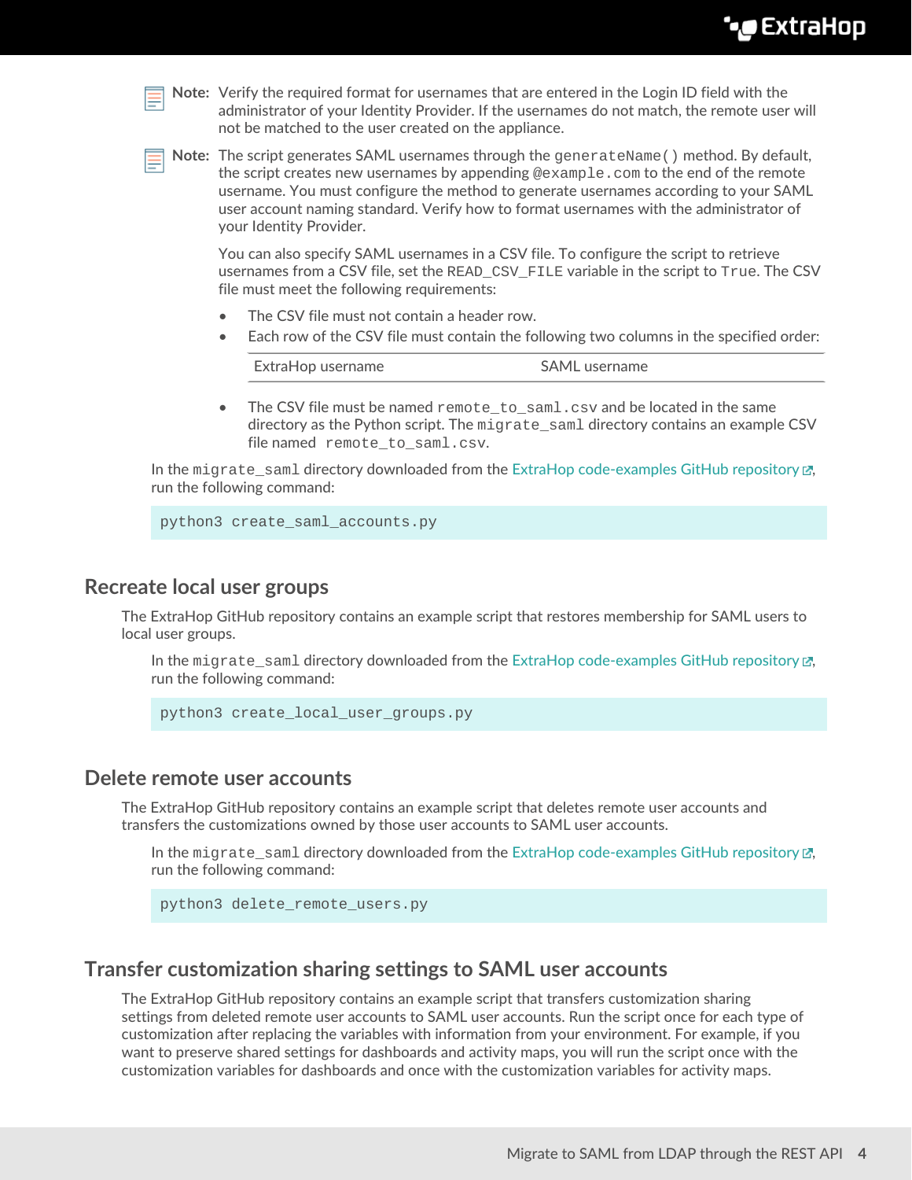**Note:** Verify the required format for usernames that are entered in the Login ID field with the administrator of your Identity Provider. If the usernames do not match, the remote user will not be matched to the user created on the appliance.

**Note:** The script generates SAML usernames through the `generateName()` method. By default, the script creates new usernames by appending `@example.com` to the end of the remote username. You must configure the method to generate usernames according to your SAML user account naming standard. Verify how to format usernames with the administrator of your Identity Provider.

You can also specify SAML usernames in a CSV file. To configure the script to retrieve usernames from a CSV file, set the `READ_CSV_FILE` variable in the script to `True`. The CSV file must meet the following requirements:

- The CSV file must not contain a header row.
- Each row of the CSV file must contain the following two columns in the specified order:

| ExtraHop username | SAML username |
| --- | --- |

- The CSV file must be named `remote_to_saml.csv` and be located in the same directory as the Python script. The `migrate_saml` directory contains an example CSV file named `remote_to_saml.csv`.

In the `migrate_saml` directory downloaded from the ExtraHop code-examples GitHub repository, run the following command:

```
python3 create_saml_accounts.py
```

## Recreate local user groups

The ExtraHop GitHub repository contains an example script that restores membership for SAML users to local user groups.

In the `migrate_saml` directory downloaded from the ExtraHop code-examples GitHub repository, run the following command:

```
python3 create_local_user_groups.py
```

## Delete remote user accounts

The ExtraHop GitHub repository contains an example script that deletes remote user accounts and transfers the customizations owned by those user accounts to SAML user accounts.

In the `migrate_saml` directory downloaded from the ExtraHop code-examples GitHub repository, run the following command:

```
python3 delete_remote_users.py
```

## Transfer customization sharing settings to SAML user accounts

The ExtraHop GitHub repository contains an example script that transfers customization sharing settings from deleted remote user accounts to SAML user accounts. Run the script once for each type of customization after replacing the variables with information from your environment. For example, if you want to preserve shared settings for dashboards and activity maps, you will run the script once with the customization variables for dashboards and once with the customization variables for activity maps.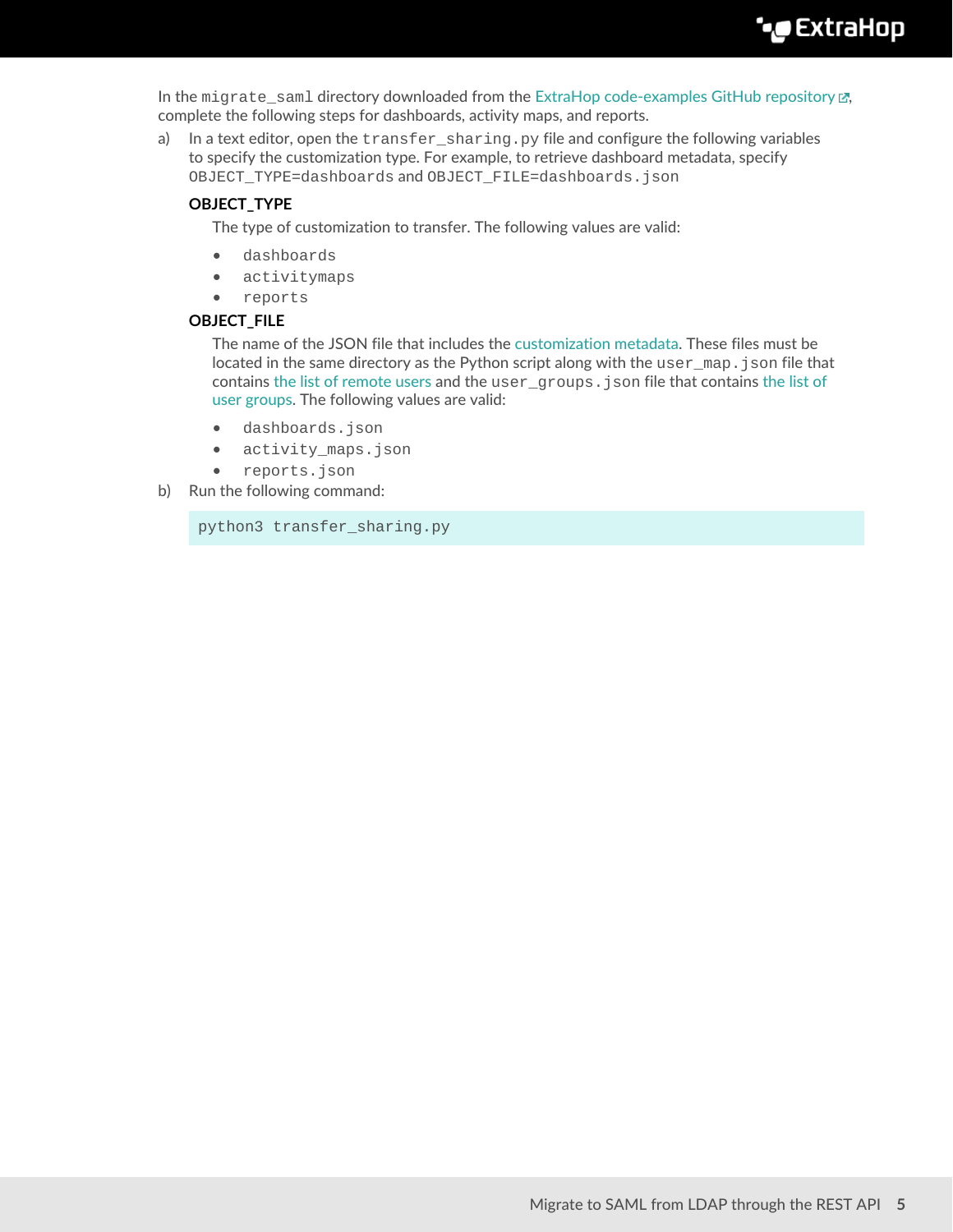In the `migrate_saml` directory downloaded from the ExtraHop code-examples GitHub repository, complete the following steps for dashboards, activity maps, and reports.

a) In a text editor, open the `transfer_sharing.py` file and configure the following variables to specify the customization type. For example, to retrieve dashboard metadata, specify `OBJECT_TYPE=dashboards` and `OBJECT_FILE=dashboards.json`

**OBJECT_TYPE**

The type of customization to transfer. The following values are valid:

- `dashboards`
- `activitymaps`
- `reports`

**OBJECT_FILE**

The name of the JSON file that includes the customization metadata. These files must be located in the same directory as the Python script along with the `user_map.json` file that contains the list of remote users and the `user_groups.json` file that contains the list of user groups. The following values are valid:

- `dashboards.json`
- `activity_maps.json`
- `reports.json`

b) Run the following command:

```
python3 transfer_sharing.py
```